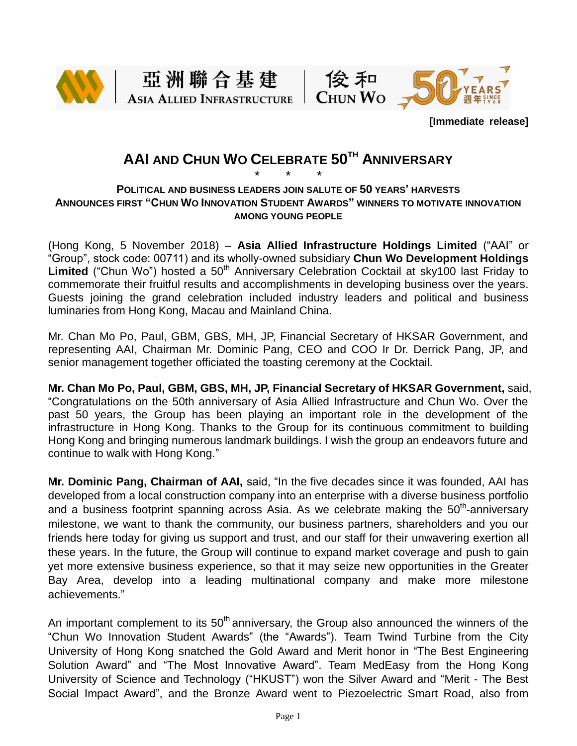亞洲聯合基建 ASIA ALLIED INFRASTRUCTURE | 俊和 CHUN WO | 50 YEARS 週年 SINCE 1968

**[Immediate release]**

# AAI AND CHUN WO CELEBRATE 50TH ANNIVERSARY

\* \* \*

**POLITICAL AND BUSINESS LEADERS JOIN SALUTE OF 50 YEARS' HARVESTS**
**ANNOUNCES FIRST "CHUN WO INNOVATION STUDENT AWARDS" WINNERS TO MOTIVATE INNOVATION AMONG YOUNG PEOPLE**

(Hong Kong, 5 November 2018) – **Asia Allied Infrastructure Holdings Limited** ("AAI" or "Group", stock code: 00711) and its wholly-owned subsidiary **Chun Wo Development Holdings Limited** ("Chun Wo") hosted a 50th Anniversary Celebration Cocktail at sky100 last Friday to commemorate their fruitful results and accomplishments in developing business over the years. Guests joining the grand celebration included industry leaders and political and business luminaries from Hong Kong, Macau and Mainland China.

Mr. Chan Mo Po, Paul, GBM, GBS, MH, JP, Financial Secretary of HKSAR Government, and representing AAI, Chairman Mr. Dominic Pang, CEO and COO Ir Dr. Derrick Pang, JP, and senior management together officiated the toasting ceremony at the Cocktail.

**Mr. Chan Mo Po, Paul, GBM, GBS, MH, JP, Financial Secretary of HKSAR Government,** said, "Congratulations on the 50th anniversary of Asia Allied Infrastructure and Chun Wo. Over the past 50 years, the Group has been playing an important role in the development of the infrastructure in Hong Kong. Thanks to the Group for its continuous commitment to building Hong Kong and bringing numerous landmark buildings. I wish the group an endeavors future and continue to walk with Hong Kong."

**Mr. Dominic Pang, Chairman of AAI,** said, "In the five decades since it was founded, AAI has developed from a local construction company into an enterprise with a diverse business portfolio and a business footprint spanning across Asia. As we celebrate making the 50th-anniversary milestone, we want to thank the community, our business partners, shareholders and you our friends here today for giving us support and trust, and our staff for their unwavering exertion all these years. In the future, the Group will continue to expand market coverage and push to gain yet more extensive business experience, so that it may seize new opportunities in the Greater Bay Area, develop into a leading multinational company and make more milestone achievements."

An important complement to its 50th anniversary, the Group also announced the winners of the "Chun Wo Innovation Student Awards" (the "Awards"). Team Twind Turbine from the City University of Hong Kong snatched the Gold Award and Merit honor in "The Best Engineering Solution Award" and "The Most Innovative Award". Team MedEasy from the Hong Kong University of Science and Technology ("HKUST") won the Silver Award and "Merit - The Best Social Impact Award", and the Bronze Award went to Piezoelectric Smart Road, also from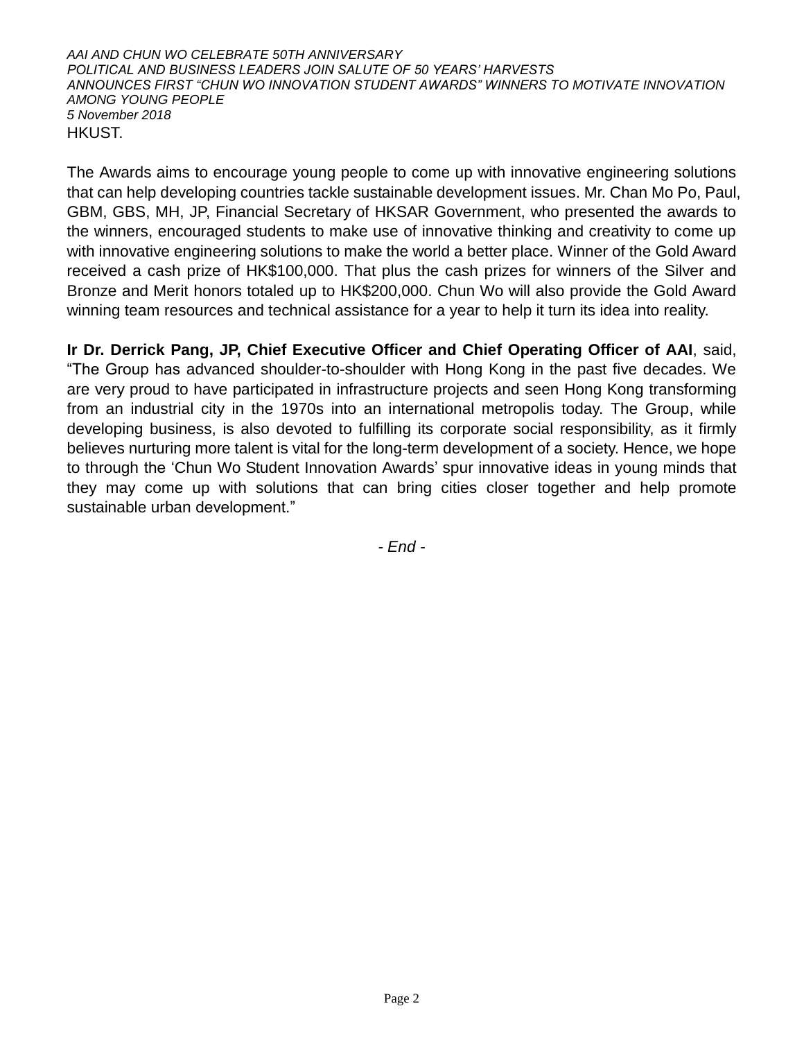HKUST.

The Awards aims to encourage young people to come up with innovative engineering solutions that can help developing countries tackle sustainable development issues. Mr. Chan Mo Po, Paul, GBM, GBS, MH, JP, Financial Secretary of HKSAR Government, who presented the awards to the winners, encouraged students to make use of innovative thinking and creativity to come up with innovative engineering solutions to make the world a better place. Winner of the Gold Award received a cash prize of HK$100,000. That plus the cash prizes for winners of the Silver and Bronze and Merit honors totaled up to HK$200,000. Chun Wo will also provide the Gold Award winning team resources and technical assistance for a year to help it turn its idea into reality.

**Ir Dr. Derrick Pang, JP, Chief Executive Officer and Chief Operating Officer of AAI**, said, “The Group has advanced shoulder-to-shoulder with Hong Kong in the past five decades. We are very proud to have participated in infrastructure projects and seen Hong Kong transforming from an industrial city in the 1970s into an international metropolis today. The Group, while developing business, is also devoted to fulfilling its corporate social responsibility, as it firmly believes nurturing more talent is vital for the long-term development of a society. Hence, we hope to through the ‘Chun Wo Student Innovation Awards’ spur innovative ideas in young minds that they may come up with solutions that can bring cities closer together and help promote sustainable urban development.”

*- End -*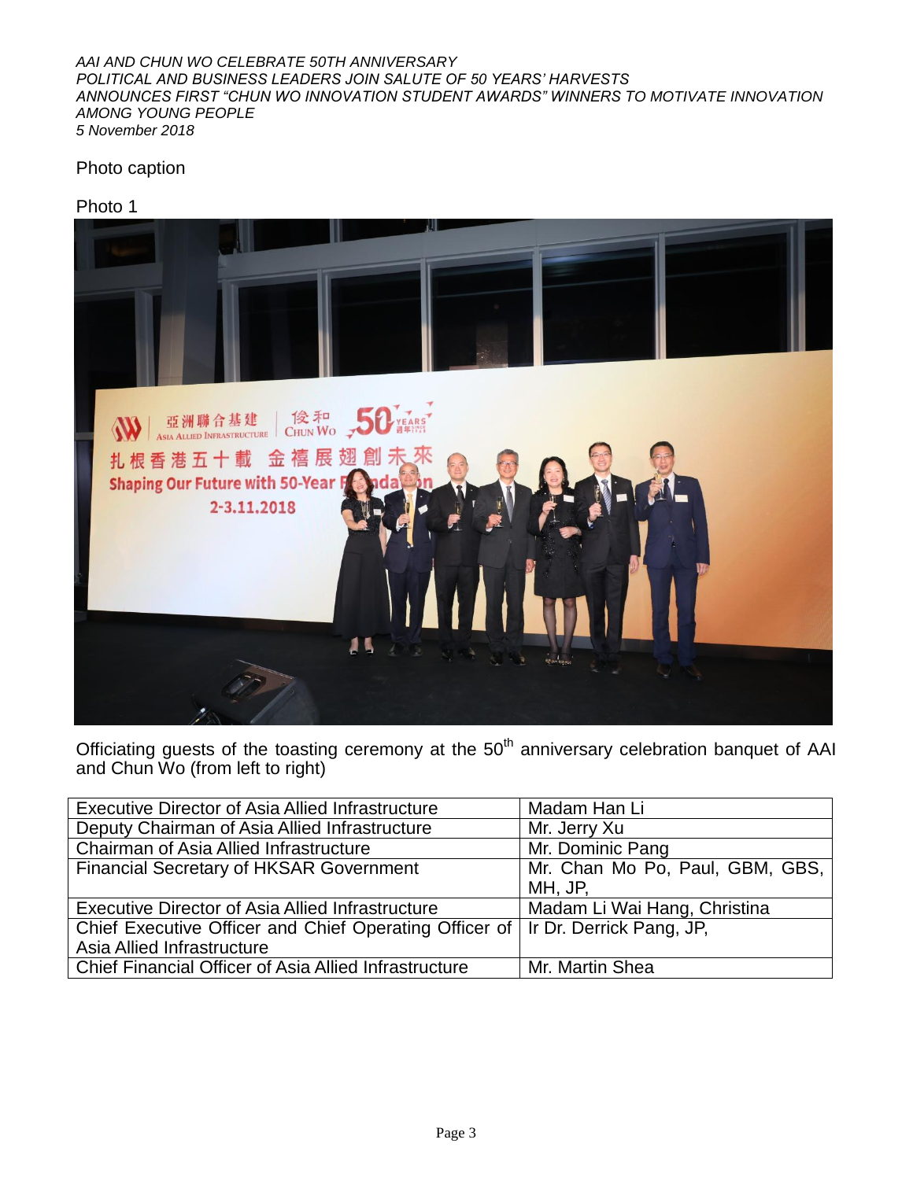*AAI AND CHUN WO CELEBRATE 50TH ANNIVERSARY*
*POLITICAL AND BUSINESS LEADERS JOIN SALUTE OF 50 YEARS' HARVESTS*
*ANNOUNCES FIRST "CHUN WO INNOVATION STUDENT AWARDS" WINNERS TO MOTIVATE INNOVATION AMONG YOUNG PEOPLE*
*5 November 2018*

Photo caption

Photo 1

Officiating guests of the toasting ceremony at the 50th anniversary celebration banquet of AAI and Chun Wo (from left to right)

| | |
|---|---|
| Executive Director of Asia Allied Infrastructure | Madam Han Li |
| Deputy Chairman of Asia Allied Infrastructure | Mr. Jerry Xu |
| Chairman of Asia Allied Infrastructure | Mr. Dominic Pang |
| Financial Secretary of HKSAR Government | Mr. Chan Mo Po, Paul, GBM, GBS, MH, JP, |
| Executive Director of Asia Allied Infrastructure | Madam Li Wai Hang, Christina |
| Chief Executive Officer and Chief Operating Officer of Asia Allied Infrastructure | Ir Dr. Derrick Pang, JP, |
| Chief Financial Officer of Asia Allied Infrastructure | Mr. Martin Shea |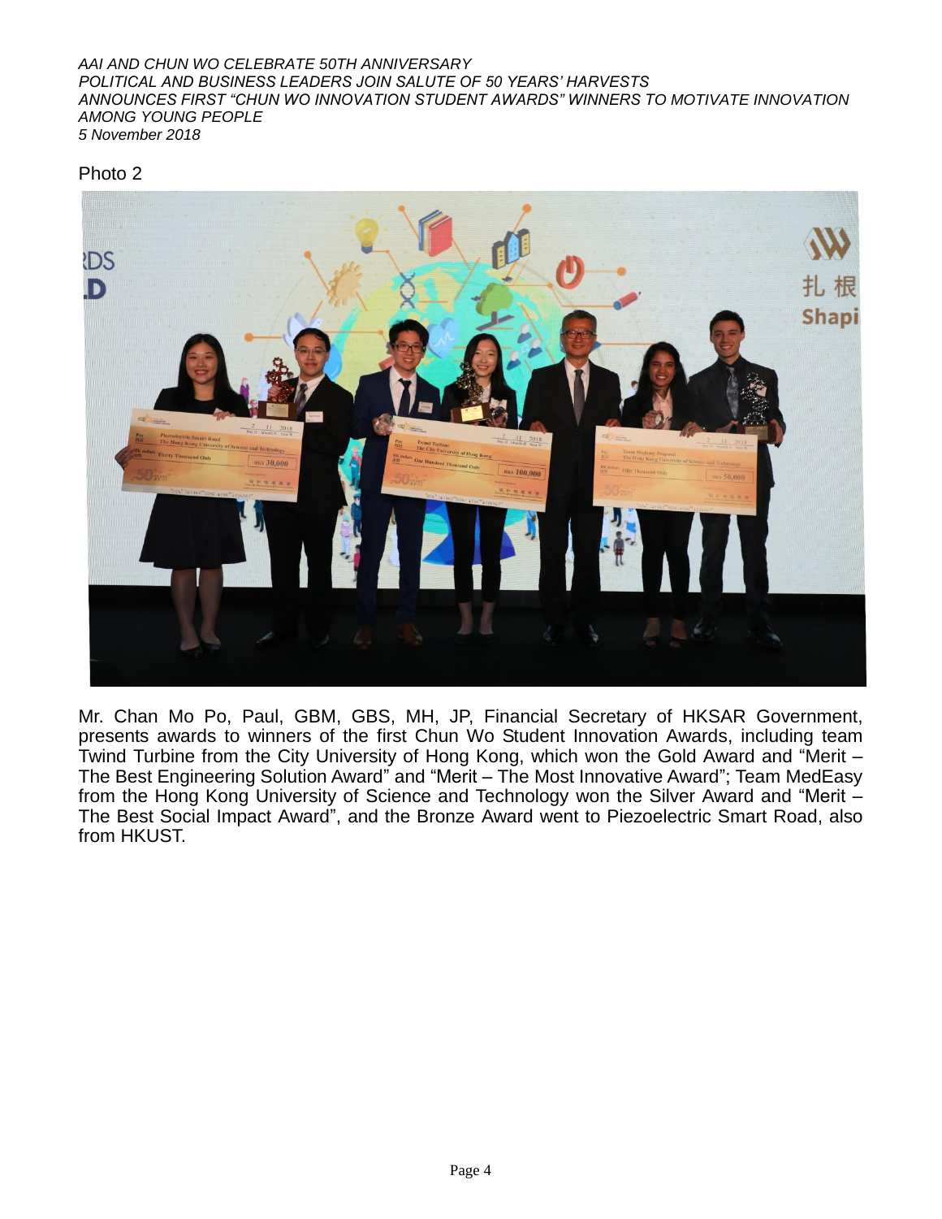*AAI AND CHUN WO CELEBRATE 50TH ANNIVERSARY*
*POLITICAL AND BUSINESS LEADERS JOIN SALUTE OF 50 YEARS' HARVESTS*
*ANNOUNCES FIRST "CHUN WO INNOVATION STUDENT AWARDS" WINNERS TO MOTIVATE INNOVATION AMONG YOUNG PEOPLE*
*5 November 2018*

Photo 2

Mr. Chan Mo Po, Paul, GBM, GBS, MH, JP, Financial Secretary of HKSAR Government, presents awards to winners of the first Chun Wo Student Innovation Awards, including team Twind Turbine from the City University of Hong Kong, which won the Gold Award and "Merit – The Best Engineering Solution Award" and "Merit – The Most Innovative Award"; Team MedEasy from the Hong Kong University of Science and Technology won the Silver Award and "Merit – The Best Social Impact Award", and the Bronze Award went to Piezoelectric Smart Road, also from HKUST.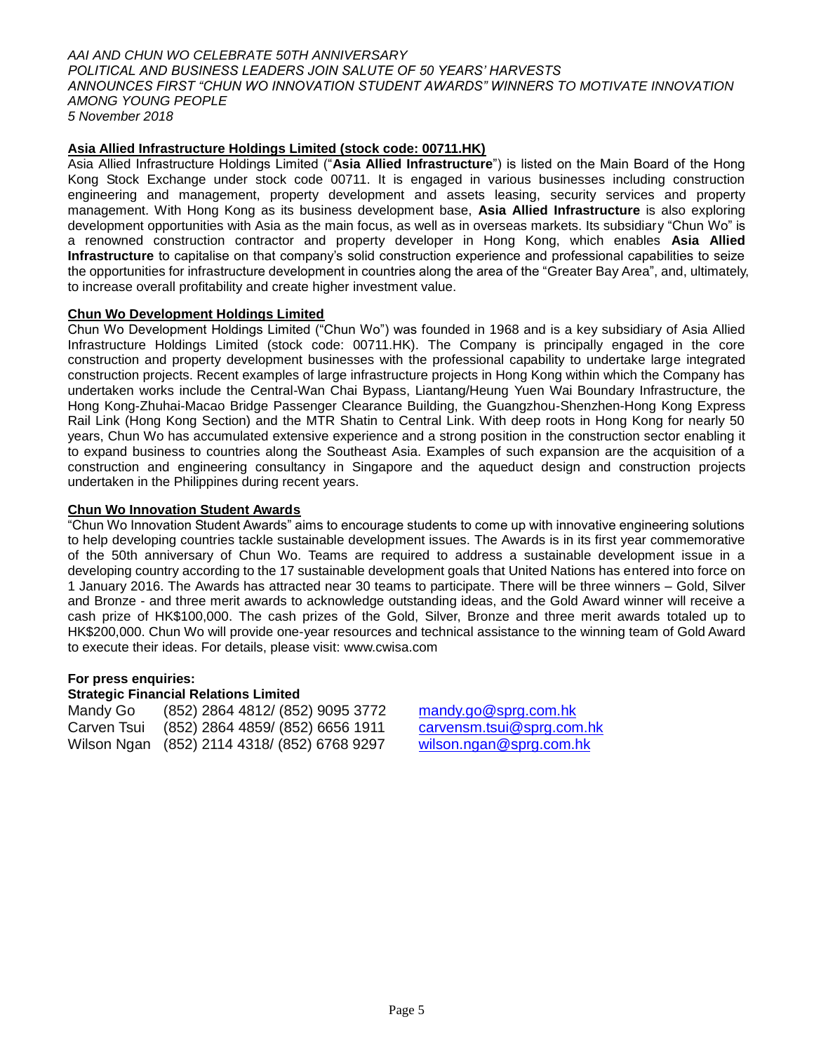*AAI AND CHUN WO CELEBRATE 50TH ANNIVERSARY*
*POLITICAL AND BUSINESS LEADERS JOIN SALUTE OF 50 YEARS' HARVESTS*
*ANNOUNCES FIRST "CHUN WO INNOVATION STUDENT AWARDS" WINNERS TO MOTIVATE INNOVATION AMONG YOUNG PEOPLE*
*5 November 2018*

**Asia Allied Infrastructure Holdings Limited (stock code: 00711.HK)**

Asia Allied Infrastructure Holdings Limited ("**Asia Allied Infrastructure**") is listed on the Main Board of the Hong Kong Stock Exchange under stock code 00711. It is engaged in various businesses including construction engineering and management, property development and assets leasing, security services and property management. With Hong Kong as its business development base, **Asia Allied Infrastructure** is also exploring development opportunities with Asia as the main focus, as well as in overseas markets. Its subsidiary "Chun Wo" is a renowned construction contractor and property developer in Hong Kong, which enables **Asia Allied Infrastructure** to capitalise on that company's solid construction experience and professional capabilities to seize the opportunities for infrastructure development in countries along the area of the "Greater Bay Area", and, ultimately, to increase overall profitability and create higher investment value.

**Chun Wo Development Holdings Limited**

Chun Wo Development Holdings Limited ("Chun Wo") was founded in 1968 and is a key subsidiary of Asia Allied Infrastructure Holdings Limited (stock code: 00711.HK). The Company is principally engaged in the core construction and property development businesses with the professional capability to undertake large integrated construction projects. Recent examples of large infrastructure projects in Hong Kong within which the Company has undertaken works include the Central-Wan Chai Bypass, Liantang/Heung Yuen Wai Boundary Infrastructure, the Hong Kong-Zhuhai-Macao Bridge Passenger Clearance Building, the Guangzhou-Shenzhen-Hong Kong Express Rail Link (Hong Kong Section) and the MTR Shatin to Central Link. With deep roots in Hong Kong for nearly 50 years, Chun Wo has accumulated extensive experience and a strong position in the construction sector enabling it to expand business to countries along the Southeast Asia. Examples of such expansion are the acquisition of a construction and engineering consultancy in Singapore and the aqueduct design and construction projects undertaken in the Philippines during recent years.

**Chun Wo Innovation Student Awards**

"Chun Wo Innovation Student Awards" aims to encourage students to come up with innovative engineering solutions to help developing countries tackle sustainable development issues. The Awards is in its first year commemorative of the 50th anniversary of Chun Wo. Teams are required to address a sustainable development issue in a developing country according to the 17 sustainable development goals that United Nations has entered into force on 1 January 2016. The Awards has attracted near 30 teams to participate. There will be three winners – Gold, Silver and Bronze - and three merit awards to acknowledge outstanding ideas, and the Gold Award winner will receive a cash prize of HK$100,000. The cash prizes of the Gold, Silver, Bronze and three merit awards totaled up to HK$200,000. Chun Wo will provide one-year resources and technical assistance to the winning team of Gold Award to execute their ideas. For details, please visit: www.cwisa.com

**For press enquiries:**
**Strategic Financial Relations Limited**

| | | |
|---|---|---|
| Mandy Go | (852) 2864 4812/ (852) 9095 3772 | mandy.go@sprg.com.hk |
| Carven Tsui | (852) 2864 4859/ (852) 6656 1911 | carvensm.tsui@sprg.com.hk |
| Wilson Ngan | (852) 2114 4318/ (852) 6768 9297 | wilson.ngan@sprg.com.hk |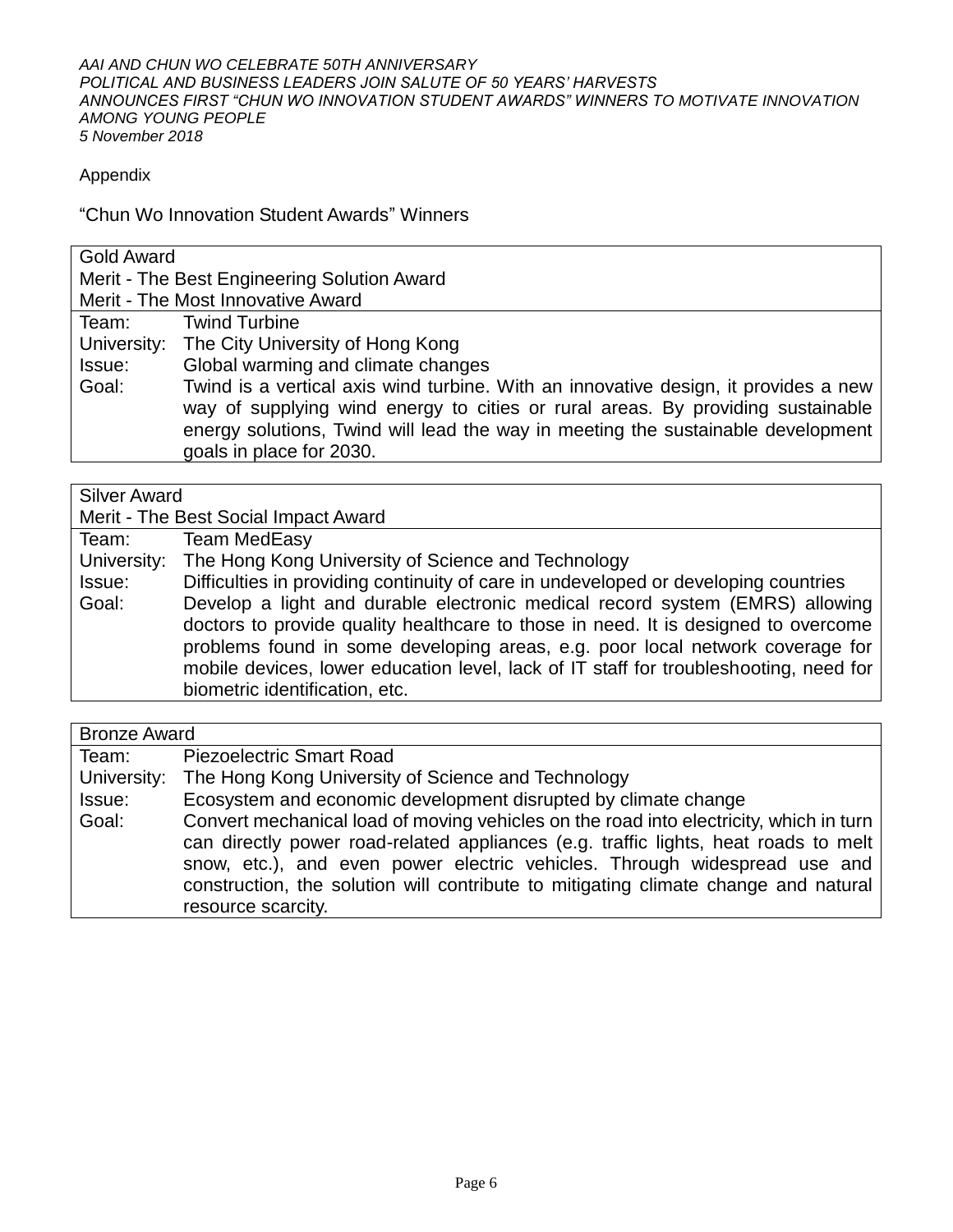*AAI AND CHUN WO CELEBRATE 50TH ANNIVERSARY*
*POLITICAL AND BUSINESS LEADERS JOIN SALUTE OF 50 YEARS' HARVESTS*
*ANNOUNCES FIRST "CHUN WO INNOVATION STUDENT AWARDS" WINNERS TO MOTIVATE INNOVATION AMONG YOUNG PEOPLE*
*5 November 2018*

Appendix

"Chun Wo Innovation Student Awards" Winners

| Gold Award<br>Merit - The Best Engineering Solution Award<br>Merit - The Most Innovative Award | |
|---|---|
| Team: | Twind Turbine |
| University: | The City University of Hong Kong |
| Issue: | Global warming and climate changes |
| Goal: | Twind is a vertical axis wind turbine. With an innovative design, it provides a new way of supplying wind energy to cities or rural areas. By providing sustainable energy solutions, Twind will lead the way in meeting the sustainable development goals in place for 2030. |

| Silver Award<br>Merit - The Best Social Impact Award | |
|---|---|
| Team: | Team MedEasy |
| University: | The Hong Kong University of Science and Technology |
| Issue: | Difficulties in providing continuity of care in undeveloped or developing countries |
| Goal: | Develop a light and durable electronic medical record system (EMRS) allowing doctors to provide quality healthcare to those in need. It is designed to overcome problems found in some developing areas, e.g. poor local network coverage for mobile devices, lower education level, lack of IT staff for troubleshooting, need for biometric identification, etc. |

| Bronze Award | |
|---|---|
| Team: | Piezoelectric Smart Road |
| University: | The Hong Kong University of Science and Technology |
| Issue: | Ecosystem and economic development disrupted by climate change |
| Goal: | Convert mechanical load of moving vehicles on the road into electricity, which in turn can directly power road-related appliances (e.g. traffic lights, heat roads to melt snow, etc.), and even power electric vehicles. Through widespread use and construction, the solution will contribute to mitigating climate change and natural resource scarcity. |